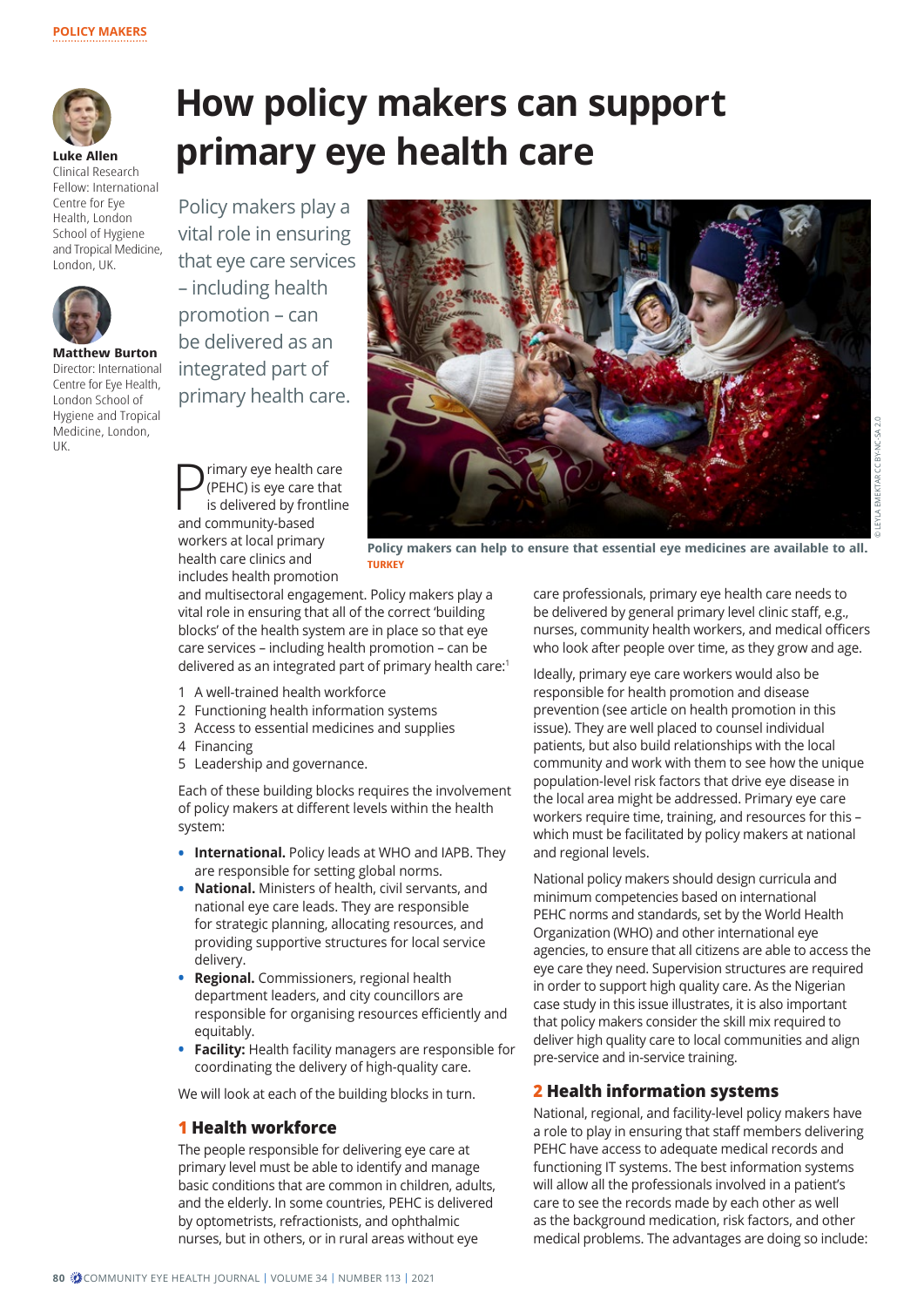# How policy makers can support primary eye health care

**Luke Allen**
Clinical Research Fellow: International Centre for Eye Health, London School of Hygiene and Tropical Medicine, London, UK.

**Matthew Burton**
Director: International Centre for Eye Health, London School of Hygiene and Tropical Medicine, London, UK.

Policy makers play a vital role in ensuring that eye care services – including health promotion – can be delivered as an integrated part of primary health care.

Policy makers can help to ensure that essential eye medicines are available to all. TURKEY

© LEYLA EMEKTAR CC BY-NC-SA 2.0

Primary eye health care (PEHC) is eye care that is delivered by frontline and community-based workers at local primary health care clinics and includes health promotion and multisectoral engagement. Policy makers play a vital role in ensuring that all of the correct 'building blocks' of the health system are in place so that eye care services – including health promotion – can be delivered as an integrated part of primary health care:[1]

1. A well-trained health workforce
2. Functioning health information systems
3. Access to essential medicines and supplies
4. Financing
5. Leadership and governance.

Each of these building blocks requires the involvement of policy makers at different levels within the health system:

- **International.** Policy leads at WHO and IAPB. They are responsible for setting global norms.
- **National.** Ministers of health, civil servants, and national eye care leads. They are responsible for strategic planning, allocating resources, and providing supportive structures for local service delivery.
- **Regional.** Commissioners, regional health department leaders, and city councillors are responsible for organising resources efficiently and equitably.
- **Facility:** Health facility managers are responsible for coordinating the delivery of high-quality care.

We will look at each of the building blocks in turn.

## 1 Health workforce

The people responsible for delivering eye care at primary level must be able to identify and manage basic conditions that are common in children, adults, and the elderly. In some countries, PEHC is delivered by optometrists, refractionists, and ophthalmic nurses, but in others, or in rural areas without eye care professionals, primary eye health care needs to be delivered by general primary level clinic staff, e.g., nurses, community health workers, and medical officers who look after people over time, as they grow and age.

Ideally, primary eye care workers would also be responsible for health promotion and disease prevention (see article on health promotion in this issue). They are well placed to counsel individual patients, but also build relationships with the local community and work with them to see how the unique population-level risk factors that drive eye disease in the local area might be addressed. Primary eye care workers require time, training, and resources for this – which must be facilitated by policy makers at national and regional levels.

National policy makers should design curricula and minimum competencies based on international PEHC norms and standards, set by the World Health Organization (WHO) and other international eye agencies, to ensure that all citizens are able to access the eye care they need. Supervision structures are required in order to support high quality care. As the Nigerian case study in this issue illustrates, it is also important that policy makers consider the skill mix required to deliver high quality care to local communities and align pre-service and in-service training.

## 2 Health information systems

National, regional, and facility-level policy makers have a role to play in ensuring that staff members delivering PEHC have access to adequate medical records and functioning IT systems. The best information systems will allow all the professionals involved in a patient's care to see the records made by each other as well as the background medication, risk factors, and other medical problems. The advantages are doing so include: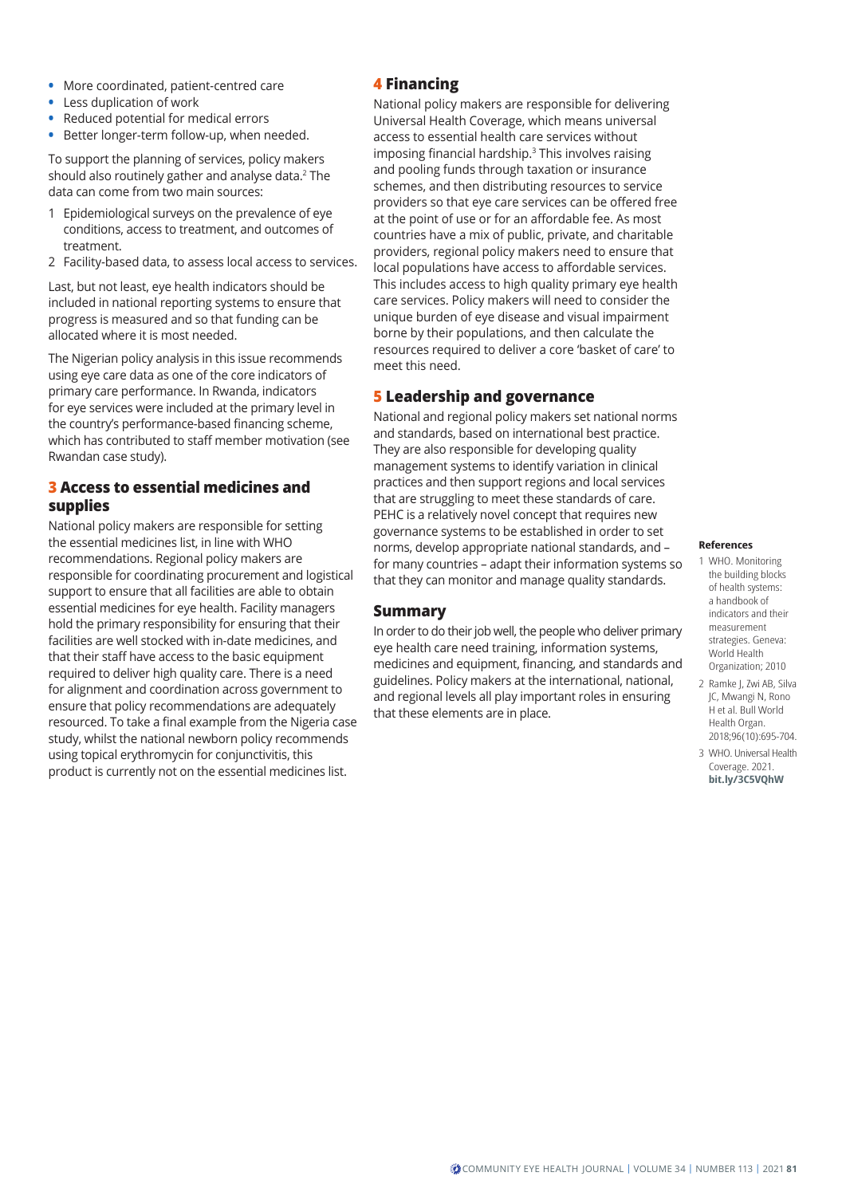- More coordinated, patient-centred care
- Less duplication of work
- Reduced potential for medical errors
- Better longer-term follow-up, when needed.

To support the planning of services, policy makers should also routinely gather and analyse data.[2] The data can come from two main sources:

1. Epidemiological surveys on the prevalence of eye conditions, access to treatment, and outcomes of treatment.
2. Facility-based data, to assess local access to services.

Last, but not least, eye health indicators should be included in national reporting systems to ensure that progress is measured and so that funding can be allocated where it is most needed.

The Nigerian policy analysis in this issue recommends using eye care data as one of the core indicators of primary care performance. In Rwanda, indicators for eye services were included at the primary level in the country's performance-based financing scheme, which has contributed to staff member motivation (see Rwandan case study).

## 3 Access to essential medicines and supplies

National policy makers are responsible for setting the essential medicines list, in line with WHO recommendations. Regional policy makers are responsible for coordinating procurement and logistical support to ensure that all facilities are able to obtain essential medicines for eye health. Facility managers hold the primary responsibility for ensuring that their facilities are well stocked with in-date medicines, and that their staff have access to the basic equipment required to deliver high quality care. There is a need for alignment and coordination across government to ensure that policy recommendations are adequately resourced. To take a final example from the Nigeria case study, whilst the national newborn policy recommends using topical erythromycin for conjunctivitis, this product is currently not on the essential medicines list.

## 4 Financing

National policy makers are responsible for delivering Universal Health Coverage, which means universal access to essential health care services without imposing financial hardship.[3] This involves raising and pooling funds through taxation or insurance schemes, and then distributing resources to service providers so that eye care services can be offered free at the point of use or for an affordable fee. As most countries have a mix of public, private, and charitable providers, regional policy makers need to ensure that local populations have access to affordable services. This includes access to high quality primary eye health care services. Policy makers will need to consider the unique burden of eye disease and visual impairment borne by their populations, and then calculate the resources required to deliver a core 'basket of care' to meet this need.

## 5 Leadership and governance

National and regional policy makers set national norms and standards, based on international best practice. They are also responsible for developing quality management systems to identify variation in clinical practices and then support regions and local services that are struggling to meet these standards of care. PEHC is a relatively novel concept that requires new governance systems to be established in order to set norms, develop appropriate national standards, and – for many countries – adapt their information systems so that they can monitor and manage quality standards.

## Summary

In order to do their job well, the people who deliver primary eye health care need training, information systems, medicines and equipment, financing, and standards and guidelines. Policy makers at the international, national, and regional levels all play important roles in ensuring that these elements are in place.

### References

1. WHO. Monitoring the building blocks of health systems: a handbook of indicators and their measurement strategies. Geneva: World Health Organization; 2010
2. Ramke J, Zwi AB, Silva JC, Mwangi N, Rono H et al. Bull World Health Organ. 2018;96(10):695-704.
3. WHO. Universal Health Coverage. 2021. **bit.ly/3C5VQhW**